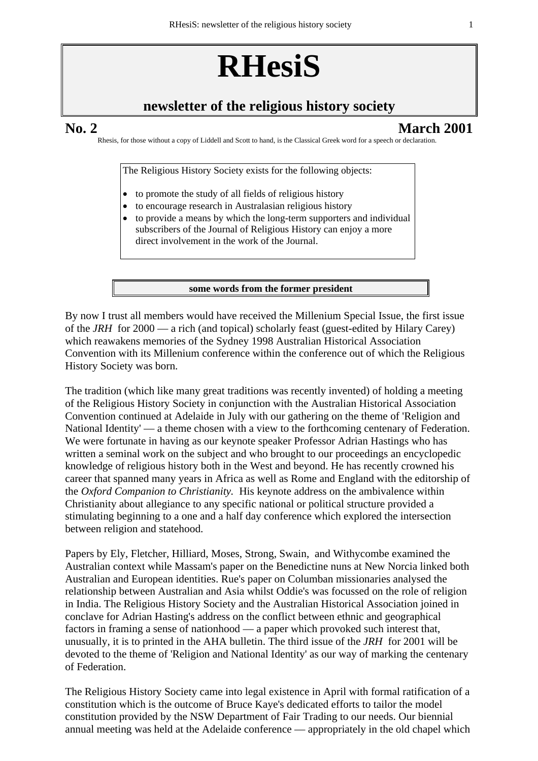# RHesiS

## newsletter of the religious history society

**No. 2** **March 2001**

Rhesis, for those without a copy of Liddell and Scott to hand, is the Classical Greek word for a speech or declaration.

The Religious History Society exists for the following objects:

- to promote the study of all fields of religious history
- to encourage research in Australasian religious history
- to provide a means by which the long-term supporters and individual subscribers of the Journal of Religious History can enjoy a more direct involvement in the work of the Journal.

### some words from the former president

By now I trust all members would have received the Millenium Special Issue, the first issue of the *JRH* for 2000 — a rich (and topical) scholarly feast (guest-edited by Hilary Carey) which reawakens memories of the Sydney 1998 Australian Historical Association Convention with its Millenium conference within the conference out of which the Religious History Society was born.

The tradition (which like many great traditions was recently invented) of holding a meeting of the Religious History Society in conjunction with the Australian Historical Association Convention continued at Adelaide in July with our gathering on the theme of 'Religion and National Identity' — a theme chosen with a view to the forthcoming centenary of Federation. We were fortunate in having as our keynote speaker Professor Adrian Hastings who has written a seminal work on the subject and who brought to our proceedings an encyclopedic knowledge of religious history both in the West and beyond. He has recently crowned his career that spanned many years in Africa as well as Rome and England with the editorship of the *Oxford Companion to Christianity.* His keynote address on the ambivalence within Christianity about allegiance to any specific national or political structure provided a stimulating beginning to a one and a half day conference which explored the intersection between religion and statehood.

Papers by Ely, Fletcher, Hilliard, Moses, Strong, Swain, and Withycombe examined the Australian context while Massam's paper on the Benedictine nuns at New Norcia linked both Australian and European identities. Rue's paper on Columban missionaries analysed the relationship between Australian and Asia whilst Oddie's was focussed on the role of religion in India. The Religious History Society and the Australian Historical Association joined in conclave for Adrian Hasting's address on the conflict between ethnic and geographical factors in framing a sense of nationhood — a paper which provoked such interest that, unusually, it is to printed in the AHA bulletin. The third issue of the *JRH* for 2001 will be devoted to the theme of 'Religion and National Identity' as our way of marking the centenary of Federation.

The Religious History Society came into legal existence in April with formal ratification of a constitution which is the outcome of Bruce Kaye's dedicated efforts to tailor the model constitution provided by the NSW Department of Fair Trading to our needs. Our biennial annual meeting was held at the Adelaide conference — appropriately in the old chapel which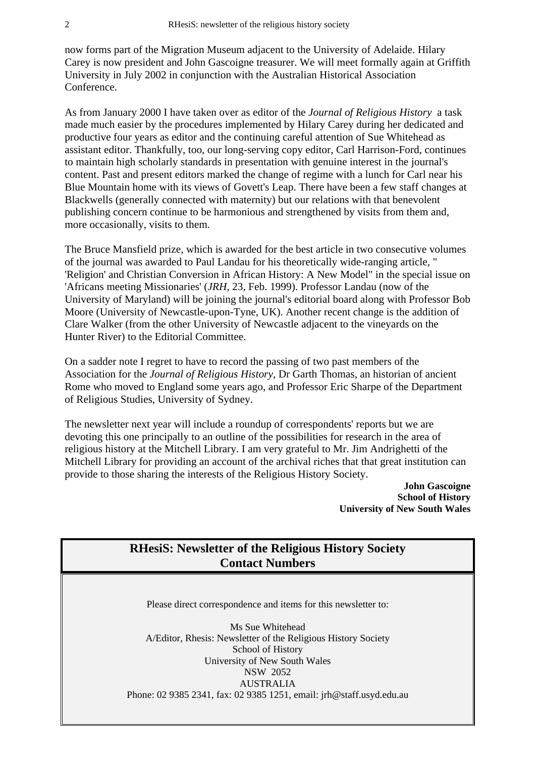now forms part of the Migration Museum adjacent to the University of Adelaide. Hilary Carey is now president and John Gascoigne treasurer. We will meet formally again at Griffith University in July 2002 in conjunction with the Australian Historical Association Conference.

As from January 2000 I have taken over as editor of the *Journal of Religious History* a task made much easier by the procedures implemented by Hilary Carey during her dedicated and productive four years as editor and the continuing careful attention of Sue Whitehead as assistant editor. Thankfully, too, our long-serving copy editor, Carl Harrison-Ford, continues to maintain high scholarly standards in presentation with genuine interest in the journal's content. Past and present editors marked the change of regime with a lunch for Carl near his Blue Mountain home with its views of Govett's Leap. There have been a few staff changes at Blackwells (generally connected with maternity) but our relations with that benevolent publishing concern continue to be harmonious and strengthened by visits from them and, more occasionally, visits to them.

The Bruce Mansfield prize, which is awarded for the best article in two consecutive volumes of the journal was awarded to Paul Landau for his theoretically wide-ranging article, " 'Religion' and Christian Conversion in African History: A New Model" in the special issue on 'Africans meeting Missionaries' (*JRH*, 23, Feb. 1999). Professor Landau (now of the University of Maryland) will be joining the journal's editorial board along with Professor Bob Moore (University of Newcastle-upon-Tyne, UK). Another recent change is the addition of Clare Walker (from the other University of Newcastle adjacent to the vineyards on the Hunter River) to the Editorial Committee.

On a sadder note I regret to have to record the passing of two past members of the Association for the *Journal of Religious History*, Dr Garth Thomas, an historian of ancient Rome who moved to England some years ago, and Professor Eric Sharpe of the Department of Religious Studies, University of Sydney.

The newsletter next year will include a roundup of correspondents' reports but we are devoting this one principally to an outline of the possibilities for research in the area of religious history at the Mitchell Library. I am very grateful to Mr. Jim Andrighetti of the Mitchell Library for providing an account of the archival riches that that great institution can provide to those sharing the interests of the Religious History Society.

**John Gascoigne**
**School of History**
**University of New South Wales**

## RHesiS: Newsletter of the Religious History Society Contact Numbers

Please direct correspondence and items for this newsletter to:

Ms Sue Whitehead
A/Editor, Rhesis: Newsletter of the Religious History Society
School of History
University of New South Wales
NSW 2052
AUSTRALIA
Phone: 02 9385 2341, fax: 02 9385 1251, email: jrh@staff.usyd.edu.au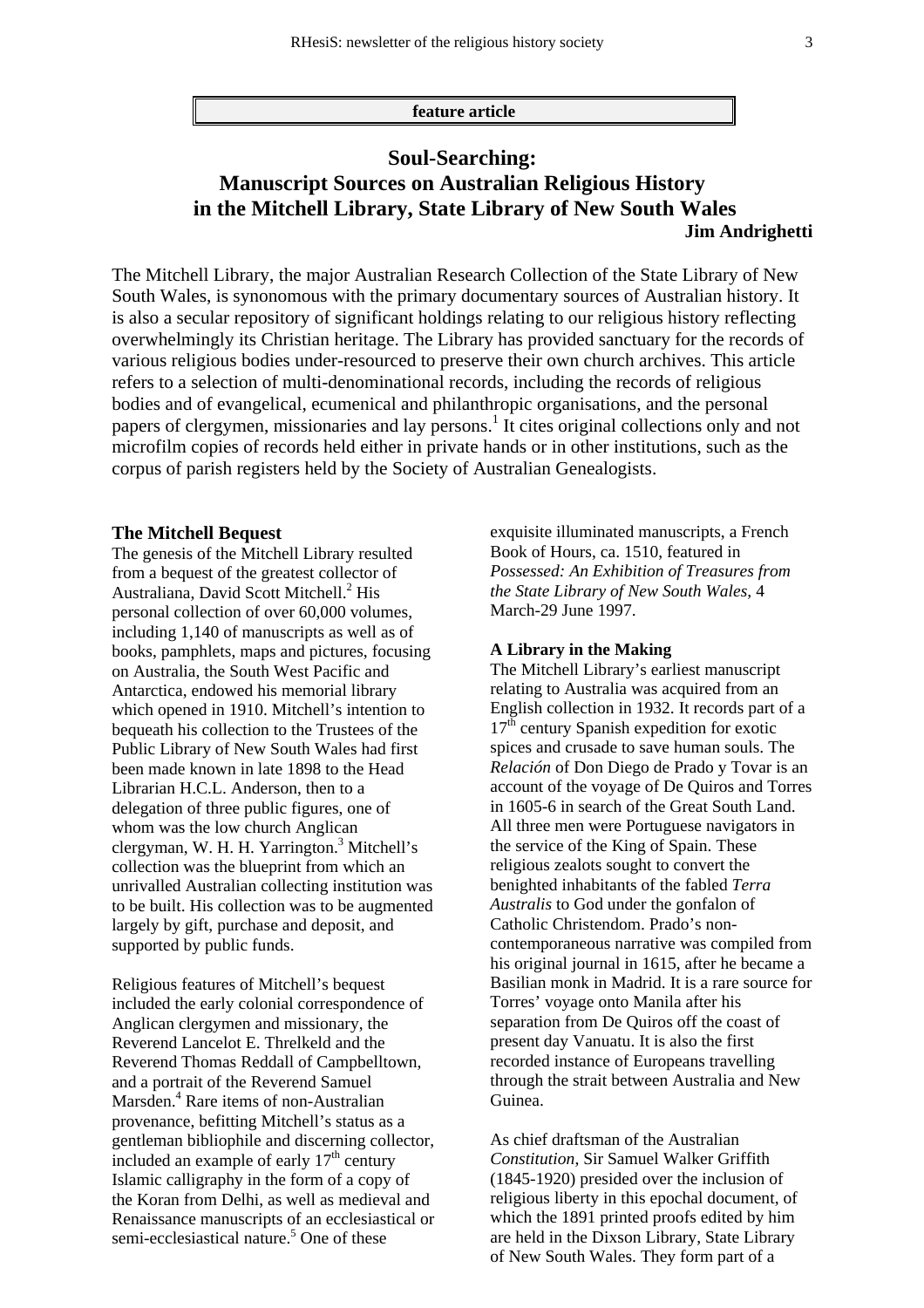**feature article**

# Soul-Searching: Manuscript Sources on Australian Religious History in the Mitchell Library, State Library of New South Wales

**Jim Andrighetti**

The Mitchell Library, the major Australian Research Collection of the State Library of New South Wales, is synonomous with the primary documentary sources of Australian history. It is also a secular repository of significant holdings relating to our religious history reflecting overwhelmingly its Christian heritage. The Library has provided sanctuary for the records of various religious bodies under-resourced to preserve their own church archives. This article refers to a selection of multi-denominational records, including the records of religious bodies and of evangelical, ecumenical and philanthropic organisations, and the personal papers of clergymen, missionaries and lay persons.[1] It cites original collections only and not microfilm copies of records held either in private hands or in other institutions, such as the corpus of parish registers held by the Society of Australian Genealogists.

### The Mitchell Bequest

The genesis of the Mitchell Library resulted from a bequest of the greatest collector of Australiana, David Scott Mitchell.[2] His personal collection of over 60,000 volumes, including 1,140 of manuscripts as well as of books, pamphlets, maps and pictures, focusing on Australia, the South West Pacific and Antarctica, endowed his memorial library which opened in 1910. Mitchell's intention to bequeath his collection to the Trustees of the Public Library of New South Wales had first been made known in late 1898 to the Head Librarian H.C.L. Anderson, then to a delegation of three public figures, one of whom was the low church Anglican clergyman, W. H. H. Yarrington.[3] Mitchell's collection was the blueprint from which an unrivalled Australian collecting institution was to be built. His collection was to be augmented largely by gift, purchase and deposit, and supported by public funds.

Religious features of Mitchell's bequest included the early colonial correspondence of Anglican clergymen and missionary, the Reverend Lancelot E. Threlkeld and the Reverend Thomas Reddall of Campbelltown, and a portrait of the Reverend Samuel Marsden.[4] Rare items of non-Australian provenance, befitting Mitchell's status as a gentleman bibliophile and discerning collector, included an example of early 17th century Islamic calligraphy in the form of a copy of the Koran from Delhi, as well as medieval and Renaissance manuscripts of an ecclesiastical or semi-ecclesiastical nature.[5] One of these exquisite illuminated manuscripts, a French Book of Hours, ca. 1510, featured in *Possessed: An Exhibition of Treasures from the State Library of New South Wales,* 4 March-29 June 1997.

### A Library in the Making

The Mitchell Library's earliest manuscript relating to Australia was acquired from an English collection in 1932. It records part of a 17th century Spanish expedition for exotic spices and crusade to save human souls. The *Relación* of Don Diego de Prado y Tovar is an account of the voyage of De Quiros and Torres in 1605-6 in search of the Great South Land. All three men were Portuguese navigators in the service of the King of Spain. These religious zealots sought to convert the benighted inhabitants of the fabled *Terra Australis* to God under the gonfalon of Catholic Christendom. Prado's non-contemporaneous narrative was compiled from his original journal in 1615, after he became a Basilian monk in Madrid. It is a rare source for Torres' voyage onto Manila after his separation from De Quiros off the coast of present day Vanuatu. It is also the first recorded instance of Europeans travelling through the strait between Australia and New Guinea.

As chief draftsman of the Australian *Constitution*, Sir Samuel Walker Griffith (1845-1920) presided over the inclusion of religious liberty in this epochal document, of which the 1891 printed proofs edited by him are held in the Dixson Library, State Library of New South Wales. They form part of a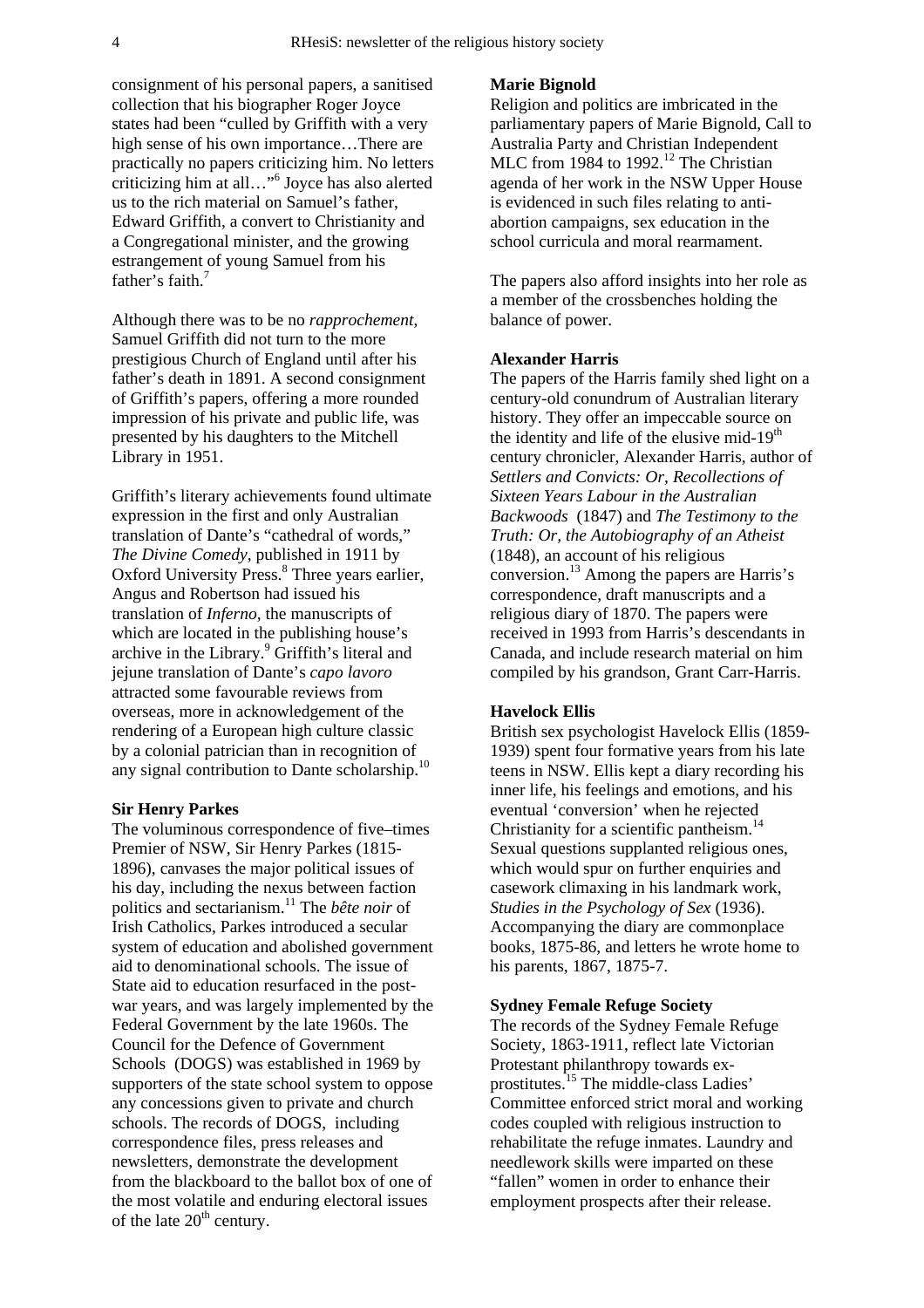consignment of his personal papers, a sanitised collection that his biographer Roger Joyce states had been "culled by Griffith with a very high sense of his own importance…There are practically no papers criticizing him. No letters criticizing him at all…"[6] Joyce has also alerted us to the rich material on Samuel's father, Edward Griffith, a convert to Christianity and a Congregational minister, and the growing estrangement of young Samuel from his father's faith.[7]

Although there was to be no *rapprochement*, Samuel Griffith did not turn to the more prestigious Church of England until after his father's death in 1891. A second consignment of Griffith's papers, offering a more rounded impression of his private and public life, was presented by his daughters to the Mitchell Library in 1951.

Griffith's literary achievements found ultimate expression in the first and only Australian translation of Dante's "cathedral of words," *The Divine Comedy*, published in 1911 by Oxford University Press.[8] Three years earlier, Angus and Robertson had issued his translation of *Inferno*, the manuscripts of which are located in the publishing house's archive in the Library.[9] Griffith's literal and jejune translation of Dante's *capo lavoro* attracted some favourable reviews from overseas, more in acknowledgement of the rendering of a European high culture classic by a colonial patrician than in recognition of any signal contribution to Dante scholarship.[10]

**Sir Henry Parkes**

The voluminous correspondence of five–times Premier of NSW, Sir Henry Parkes (1815-1896), canvases the major political issues of his day, including the nexus between faction politics and sectarianism.[11] The *bête noir* of Irish Catholics, Parkes introduced a secular system of education and abolished government aid to denominational schools. The issue of State aid to education resurfaced in the post-war years, and was largely implemented by the Federal Government by the late 1960s. The Council for the Defence of Government Schools (DOGS) was established in 1969 by supporters of the state school system to oppose any concessions given to private and church schools. The records of DOGS, including correspondence files, press releases and newsletters, demonstrate the development from the blackboard to the ballot box of one of the most volatile and enduring electoral issues of the late 20th century.

**Marie Bignold**

Religion and politics are imbricated in the parliamentary papers of Marie Bignold, Call to Australia Party and Christian Independent MLC from 1984 to 1992.[12] The Christian agenda of her work in the NSW Upper House is evidenced in such files relating to anti-abortion campaigns, sex education in the school curricula and moral rearmament.

The papers also afford insights into her role as a member of the crossbenches holding the balance of power.

**Alexander Harris**

The papers of the Harris family shed light on a century-old conundrum of Australian literary history. They offer an impeccable source on the identity and life of the elusive mid-19th century chronicler, Alexander Harris, author of *Settlers and Convicts: Or, Recollections of Sixteen Years Labour in the Australian Backwoods* (1847) and *The Testimony to the Truth: Or, the Autobiography of an Atheist* (1848), an account of his religious conversion.[13] Among the papers are Harris's correspondence, draft manuscripts and a religious diary of 1870. The papers were received in 1993 from Harris's descendants in Canada, and include research material on him compiled by his grandson, Grant Carr-Harris.

**Havelock Ellis**

British sex psychologist Havelock Ellis (1859-1939) spent four formative years from his late teens in NSW. Ellis kept a diary recording his inner life, his feelings and emotions, and his eventual 'conversion' when he rejected Christianity for a scientific pantheism.[14] Sexual questions supplanted religious ones, which would spur on further enquiries and casework climaxing in his landmark work, *Studies in the Psychology of Sex* (1936). Accompanying the diary are commonplace books, 1875-86, and letters he wrote home to his parents, 1867, 1875-7.

**Sydney Female Refuge Society**

The records of the Sydney Female Refuge Society, 1863-1911, reflect late Victorian Protestant philanthropy towards ex-prostitutes.[15] The middle-class Ladies' Committee enforced strict moral and working codes coupled with religious instruction to rehabilitate the refuge inmates. Laundry and needlework skills were imparted on these "fallen" women in order to enhance their employment prospects after their release.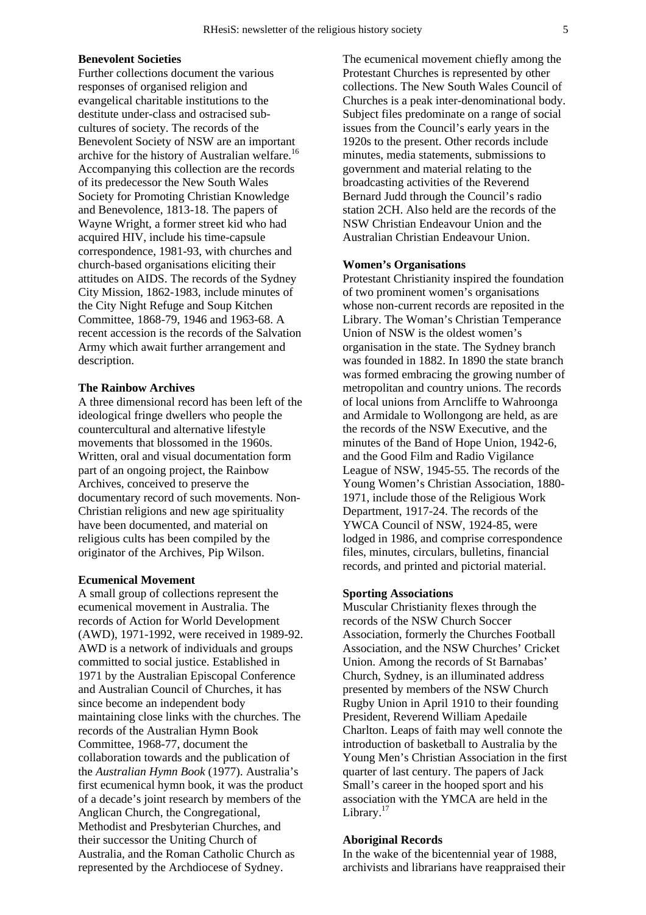**Benevolent Societies**

Further collections document the various responses of organised religion and evangelical charitable institutions to the destitute under-class and ostracised sub-cultures of society. The records of the Benevolent Society of NSW are an important archive for the history of Australian welfare.[16] Accompanying this collection are the records of its predecessor the New South Wales Society for Promoting Christian Knowledge and Benevolence, 1813-18. The papers of Wayne Wright, a former street kid who had acquired HIV, include his time-capsule correspondence, 1981-93, with churches and church-based organisations eliciting their attitudes on AIDS. The records of the Sydney City Mission, 1862-1983, include minutes of the City Night Refuge and Soup Kitchen Committee, 1868-79, 1946 and 1963-68. A recent accession is the records of the Salvation Army which await further arrangement and description.

**The Rainbow Archives**

A three dimensional record has been left of the ideological fringe dwellers who people the countercultural and alternative lifestyle movements that blossomed in the 1960s. Written, oral and visual documentation form part of an ongoing project, the Rainbow Archives, conceived to preserve the documentary record of such movements. Non-Christian religions and new age spirituality have been documented, and material on religious cults has been compiled by the originator of the Archives, Pip Wilson.

**Ecumenical Movement**

A small group of collections represent the ecumenical movement in Australia. The records of Action for World Development (AWD), 1971-1992, were received in 1989-92. AWD is a network of individuals and groups committed to social justice. Established in 1971 by the Australian Episcopal Conference and Australian Council of Churches, it has since become an independent body maintaining close links with the churches. The records of the Australian Hymn Book Committee, 1968-77, document the collaboration towards and the publication of the *Australian Hymn Book* (1977). Australia's first ecumenical hymn book, it was the product of a decade's joint research by members of the Anglican Church, the Congregational, Methodist and Presbyterian Churches, and their successor the Uniting Church of Australia, and the Roman Catholic Church as represented by the Archdiocese of Sydney.

The ecumenical movement chiefly among the Protestant Churches is represented by other collections. The New South Wales Council of Churches is a peak inter-denominational body. Subject files predominate on a range of social issues from the Council's early years in the 1920s to the present. Other records include minutes, media statements, submissions to government and material relating to the broadcasting activities of the Reverend Bernard Judd through the Council's radio station 2CH. Also held are the records of the NSW Christian Endeavour Union and the Australian Christian Endeavour Union.

**Women's Organisations**

Protestant Christianity inspired the foundation of two prominent women's organisations whose non-current records are reposited in the Library. The Woman's Christian Temperance Union of NSW is the oldest women's organisation in the state. The Sydney branch was founded in 1882. In 1890 the state branch was formed embracing the growing number of metropolitan and country unions. The records of local unions from Arncliffe to Wahroonga and Armidale to Wollongong are held, as are the records of the NSW Executive, and the minutes of the Band of Hope Union, 1942-6, and the Good Film and Radio Vigilance League of NSW, 1945-55. The records of the Young Women's Christian Association, 1880-1971, include those of the Religious Work Department, 1917-24. The records of the YWCA Council of NSW, 1924-85, were lodged in 1986, and comprise correspondence files, minutes, circulars, bulletins, financial records, and printed and pictorial material.

**Sporting Associations**

Muscular Christianity flexes through the records of the NSW Church Soccer Association, formerly the Churches Football Association, and the NSW Churches' Cricket Union. Among the records of St Barnabas' Church, Sydney, is an illuminated address presented by members of the NSW Church Rugby Union in April 1910 to their founding President, Reverend William Apedaile Charlton. Leaps of faith may well connote the introduction of basketball to Australia by the Young Men's Christian Association in the first quarter of last century. The papers of Jack Small's career in the hooped sport and his association with the YMCA are held in the Library.[17]

**Aboriginal Records**

In the wake of the bicentennial year of 1988, archivists and librarians have reappraised their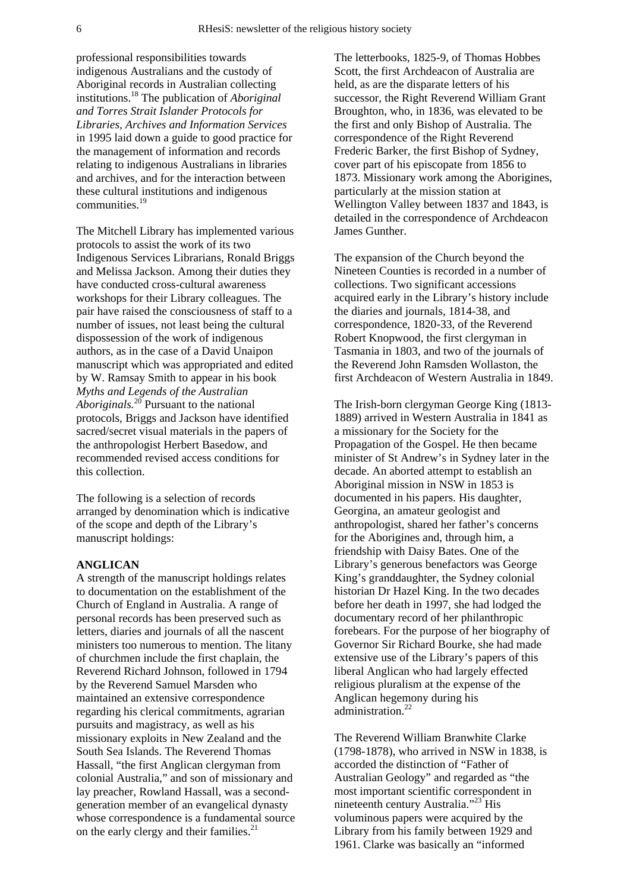professional responsibilities towards indigenous Australians and the custody of Aboriginal records in Australian collecting institutions.[18] The publication of *Aboriginal and Torres Strait Islander Protocols for Libraries, Archives and Information Services* in 1995 laid down a guide to good practice for the management of information and records relating to indigenous Australians in libraries and archives, and for the interaction between these cultural institutions and indigenous communities.[19]

The Mitchell Library has implemented various protocols to assist the work of its two Indigenous Services Librarians, Ronald Briggs and Melissa Jackson. Among their duties they have conducted cross-cultural awareness workshops for their Library colleagues. The pair have raised the consciousness of staff to a number of issues, not least being the cultural dispossession of the work of indigenous authors, as in the case of a David Unaipon manuscript which was appropriated and edited by W. Ramsay Smith to appear in his book *Myths and Legends of the Australian Aboriginals.*[20] Pursuant to the national protocols, Briggs and Jackson have identified sacred/secret visual materials in the papers of the anthropologist Herbert Basedow, and recommended revised access conditions for this collection.

The following is a selection of records arranged by denomination which is indicative of the scope and depth of the Library's manuscript holdings:

**ANGLICAN**

A strength of the manuscript holdings relates to documentation on the establishment of the Church of England in Australia. A range of personal records has been preserved such as letters, diaries and journals of all the nascent ministers too numerous to mention. The litany of churchmen include the first chaplain, the Reverend Richard Johnson, followed in 1794 by the Reverend Samuel Marsden who maintained an extensive correspondence regarding his clerical commitments, agrarian pursuits and magistracy, as well as his missionary exploits in New Zealand and the South Sea Islands. The Reverend Thomas Hassall, "the first Anglican clergyman from colonial Australia," and son of missionary and lay preacher, Rowland Hassall, was a second-generation member of an evangelical dynasty whose correspondence is a fundamental source on the early clergy and their families.[21]

The letterbooks, 1825-9, of Thomas Hobbes Scott, the first Archdeacon of Australia are held, as are the disparate letters of his successor, the Right Reverend William Grant Broughton, who, in 1836, was elevated to be the first and only Bishop of Australia. The correspondence of the Right Reverend Frederic Barker, the first Bishop of Sydney, cover part of his episcopate from 1856 to 1873. Missionary work among the Aborigines, particularly at the mission station at Wellington Valley between 1837 and 1843, is detailed in the correspondence of Archdeacon James Gunther.

The expansion of the Church beyond the Nineteen Counties is recorded in a number of collections. Two significant accessions acquired early in the Library's history include the diaries and journals, 1814-38, and correspondence, 1820-33, of the Reverend Robert Knopwood, the first clergyman in Tasmania in 1803, and two of the journals of the Reverend John Ramsden Wollaston, the first Archdeacon of Western Australia in 1849.

The Irish-born clergyman George King (1813-1889) arrived in Western Australia in 1841 as a missionary for the Society for the Propagation of the Gospel. He then became minister of St Andrew's in Sydney later in the decade. An aborted attempt to establish an Aboriginal mission in NSW in 1853 is documented in his papers. His daughter, Georgina, an amateur geologist and anthropologist, shared her father's concerns for the Aborigines and, through him, a friendship with Daisy Bates. One of the Library's generous benefactors was George King's granddaughter, the Sydney colonial historian Dr Hazel King. In the two decades before her death in 1997, she had lodged the documentary record of her philanthropic forebears. For the purpose of her biography of Governor Sir Richard Bourke, she had made extensive use of the Library's papers of this liberal Anglican who had largely effected religious pluralism at the expense of the Anglican hegemony during his administration.[22]

The Reverend William Branwhite Clarke (1798-1878), who arrived in NSW in 1838, is accorded the distinction of "Father of Australian Geology" and regarded as "the most important scientific correspondent in nineteenth century Australia."[23] His voluminous papers were acquired by the Library from his family between 1929 and 1961. Clarke was basically an "informed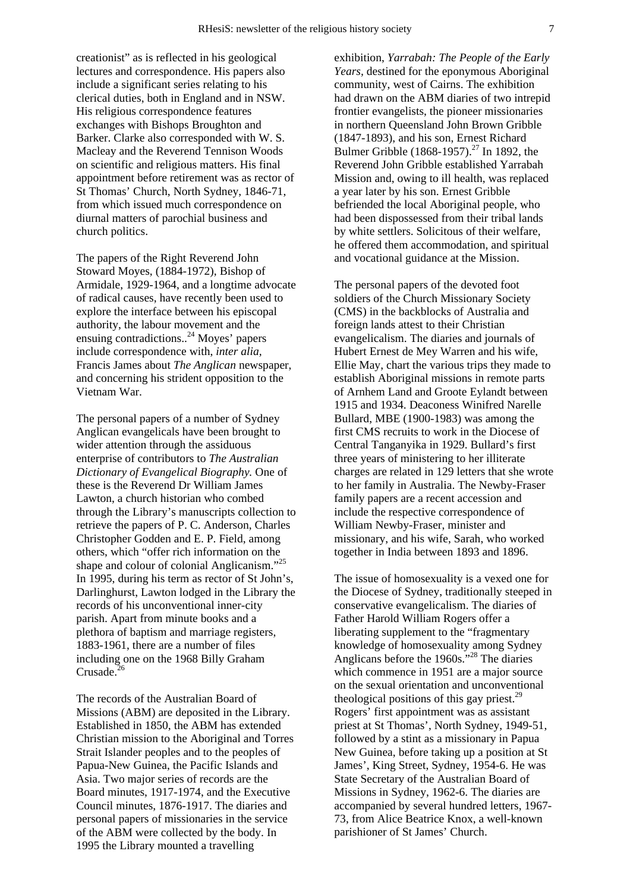creationist" as is reflected in his geological lectures and correspondence. His papers also include a significant series relating to his clerical duties, both in England and in NSW. His religious correspondence features exchanges with Bishops Broughton and Barker. Clarke also corresponded with W. S. Macleay and the Reverend Tennison Woods on scientific and religious matters. His final appointment before retirement was as rector of St Thomas' Church, North Sydney, 1846-71, from which issued much correspondence on diurnal matters of parochial business and church politics.

The papers of the Right Reverend John Stoward Moyes, (1884-1972), Bishop of Armidale, 1929-1964, and a longtime advocate of radical causes, have recently been used to explore the interface between his episcopal authority, the labour movement and the ensuing contradictions..[24] Moyes' papers include correspondence with, *inter alia,* Francis James about *The Anglican* newspaper, and concerning his strident opposition to the Vietnam War.

The personal papers of a number of Sydney Anglican evangelicals have been brought to wider attention through the assiduous enterprise of contributors to *The Australian Dictionary of Evangelical Biography.* One of these is the Reverend Dr William James Lawton, a church historian who combed through the Library's manuscripts collection to retrieve the papers of P. C. Anderson, Charles Christopher Godden and E. P. Field, among others, which "offer rich information on the shape and colour of colonial Anglicanism."[25] In 1995, during his term as rector of St John's, Darlinghurst, Lawton lodged in the Library the records of his unconventional inner-city parish. Apart from minute books and a plethora of baptism and marriage registers, 1883-1961, there are a number of files including one on the 1968 Billy Graham Crusade.[26]

The records of the Australian Board of Missions (ABM) are deposited in the Library. Established in 1850, the ABM has extended Christian mission to the Aboriginal and Torres Strait Islander peoples and to the peoples of Papua-New Guinea, the Pacific Islands and Asia. Two major series of records are the Board minutes, 1917-1974, and the Executive Council minutes, 1876-1917. The diaries and personal papers of missionaries in the service of the ABM were collected by the body. In 1995 the Library mounted a travelling exhibition, *Yarrabah: The People of the Early Years*, destined for the eponymous Aboriginal community, west of Cairns. The exhibition had drawn on the ABM diaries of two intrepid frontier evangelists, the pioneer missionaries in northern Queensland John Brown Gribble (1847-1893), and his son, Ernest Richard Bulmer Gribble (1868-1957).[27] In 1892, the Reverend John Gribble established Yarrabah Mission and, owing to ill health, was replaced a year later by his son. Ernest Gribble befriended the local Aboriginal people, who had been dispossessed from their tribal lands by white settlers. Solicitous of their welfare, he offered them accommodation, and spiritual and vocational guidance at the Mission.

The personal papers of the devoted foot soldiers of the Church Missionary Society (CMS) in the backblocks of Australia and foreign lands attest to their Christian evangelicalism. The diaries and journals of Hubert Ernest de Mey Warren and his wife, Ellie May, chart the various trips they made to establish Aboriginal missions in remote parts of Arnhem Land and Groote Eylandt between 1915 and 1934. Deaconess Winifred Narelle Bullard, MBE (1900-1983) was among the first CMS recruits to work in the Diocese of Central Tanganyika in 1929. Bullard's first three years of ministering to her illiterate charges are related in 129 letters that she wrote to her family in Australia. The Newby-Fraser family papers are a recent accession and include the respective correspondence of William Newby-Fraser, minister and missionary, and his wife, Sarah, who worked together in India between 1893 and 1896.

The issue of homosexuality is a vexed one for the Diocese of Sydney, traditionally steeped in conservative evangelicalism. The diaries of Father Harold William Rogers offer a liberating supplement to the "fragmentary knowledge of homosexuality among Sydney Anglicans before the 1960s."[28] The diaries which commence in 1951 are a major source on the sexual orientation and unconventional theological positions of this gay priest.[29] Rogers' first appointment was as assistant priest at St Thomas', North Sydney, 1949-51, followed by a stint as a missionary in Papua New Guinea, before taking up a position at St James', King Street, Sydney, 1954-6. He was State Secretary of the Australian Board of Missions in Sydney, 1962-6. The diaries are accompanied by several hundred letters, 1967-73, from Alice Beatrice Knox, a well-known parishioner of St James' Church.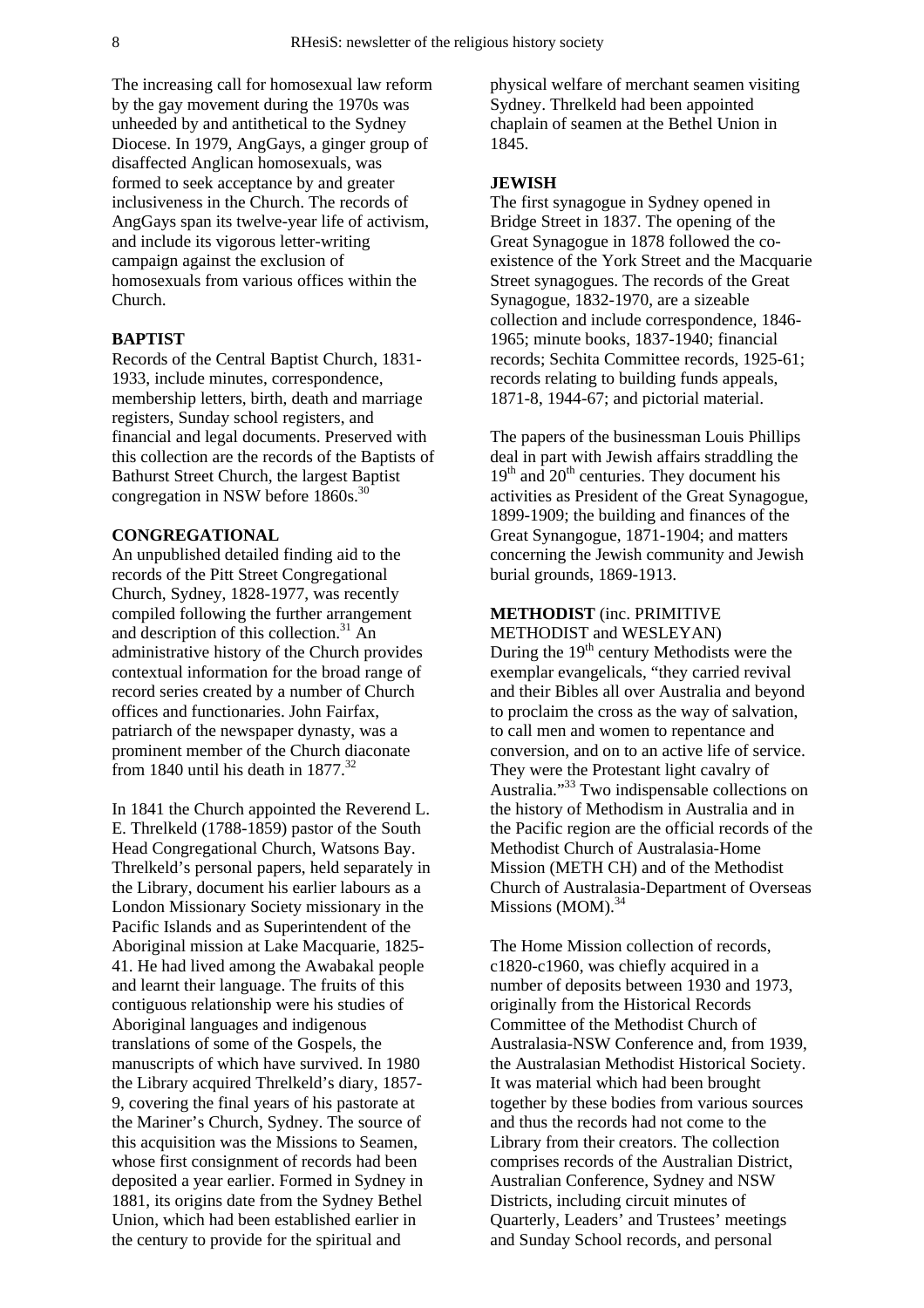The increasing call for homosexual law reform by the gay movement during the 1970s was unheeded by and antithetical to the Sydney Diocese. In 1979, AngGays, a ginger group of disaffected Anglican homosexuals, was formed to seek acceptance by and greater inclusiveness in the Church. The records of AngGays span its twelve-year life of activism, and include its vigorous letter-writing campaign against the exclusion of homosexuals from various offices within the Church.

**BAPTIST**

Records of the Central Baptist Church, 1831-1933, include minutes, correspondence, membership letters, birth, death and marriage registers, Sunday school registers, and financial and legal documents. Preserved with this collection are the records of the Baptists of Bathurst Street Church, the largest Baptist congregation in NSW before 1860s.[30]

**CONGREGATIONAL**

An unpublished detailed finding aid to the records of the Pitt Street Congregational Church, Sydney, 1828-1977, was recently compiled following the further arrangement and description of this collection.[31] An administrative history of the Church provides contextual information for the broad range of record series created by a number of Church offices and functionaries. John Fairfax, patriarch of the newspaper dynasty, was a prominent member of the Church diaconate from 1840 until his death in 1877.[32]

In 1841 the Church appointed the Reverend L. E. Threlkeld (1788-1859) pastor of the South Head Congregational Church, Watsons Bay. Threlkeld's personal papers, held separately in the Library, document his earlier labours as a London Missionary Society missionary in the Pacific Islands and as Superintendent of the Aboriginal mission at Lake Macquarie, 1825-41. He had lived among the Awabakal people and learnt their language. The fruits of this contiguous relationship were his studies of Aboriginal languages and indigenous translations of some of the Gospels, the manuscripts of which have survived. In 1980 the Library acquired Threlkeld's diary, 1857-9, covering the final years of his pastorate at the Mariner's Church, Sydney. The source of this acquisition was the Missions to Seamen, whose first consignment of records had been deposited a year earlier. Formed in Sydney in 1881, its origins date from the Sydney Bethel Union, which had been established earlier in the century to provide for the spiritual and physical welfare of merchant seamen visiting Sydney. Threlkeld had been appointed chaplain of seamen at the Bethel Union in 1845.

**JEWISH**

The first synagogue in Sydney opened in Bridge Street in 1837. The opening of the Great Synagogue in 1878 followed the co-existence of the York Street and the Macquarie Street synagogues. The records of the Great Synagogue, 1832-1970, are a sizeable collection and include correspondence, 1846-1965; minute books, 1837-1940; financial records; Sechita Committee records, 1925-61; records relating to building funds appeals, 1871-8, 1944-67; and pictorial material.

The papers of the businessman Louis Phillips deal in part with Jewish affairs straddling the 19th and 20th centuries. They document his activities as President of the Great Synagogue, 1899-1909; the building and finances of the Great Synangogue, 1871-1904; and matters concerning the Jewish community and Jewish burial grounds, 1869-1913.

**METHODIST** (inc. PRIMITIVE METHODIST and WESLEYAN)

During the 19th century Methodists were the exemplar evangelicals, "they carried revival and their Bibles all over Australia and beyond to proclaim the cross as the way of salvation, to call men and women to repentance and conversion, and on to an active life of service. They were the Protestant light cavalry of Australia."[33] Two indispensable collections on the history of Methodism in Australia and in the Pacific region are the official records of the Methodist Church of Australasia-Home Mission (METH CH) and of the Methodist Church of Australasia-Department of Overseas Missions (MOM).[34]

The Home Mission collection of records, c1820-c1960, was chiefly acquired in a number of deposits between 1930 and 1973, originally from the Historical Records Committee of the Methodist Church of Australasia-NSW Conference and, from 1939, the Australasian Methodist Historical Society. It was material which had been brought together by these bodies from various sources and thus the records had not come to the Library from their creators. The collection comprises records of the Australian District, Australian Conference, Sydney and NSW Districts, including circuit minutes of Quarterly, Leaders' and Trustees' meetings and Sunday School records, and personal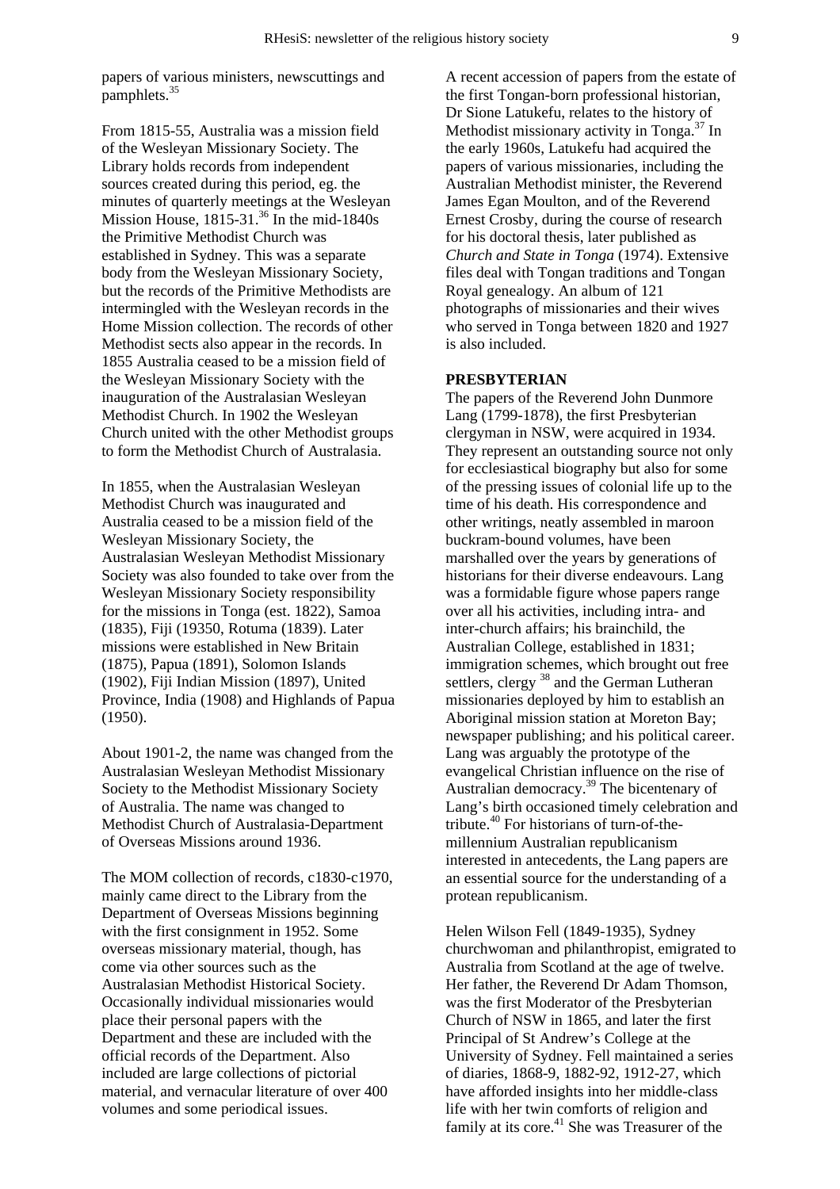papers of various ministers, newscuttings and pamphlets.[35]

From 1815-55, Australia was a mission field of the Wesleyan Missionary Society. The Library holds records from independent sources created during this period, eg. the minutes of quarterly meetings at the Wesleyan Mission House, 1815-31.[36] In the mid-1840s the Primitive Methodist Church was established in Sydney. This was a separate body from the Wesleyan Missionary Society, but the records of the Primitive Methodists are intermingled with the Wesleyan records in the Home Mission collection. The records of other Methodist sects also appear in the records. In 1855 Australia ceased to be a mission field of the Wesleyan Missionary Society with the inauguration of the Australasian Wesleyan Methodist Church. In 1902 the Wesleyan Church united with the other Methodist groups to form the Methodist Church of Australasia.

In 1855, when the Australasian Wesleyan Methodist Church was inaugurated and Australia ceased to be a mission field of the Wesleyan Missionary Society, the Australasian Wesleyan Methodist Missionary Society was also founded to take over from the Wesleyan Missionary Society responsibility for the missions in Tonga (est. 1822), Samoa (1835), Fiji (19350, Rotuma (1839). Later missions were established in New Britain (1875), Papua (1891), Solomon Islands (1902), Fiji Indian Mission (1897), United Province, India (1908) and Highlands of Papua (1950).

About 1901-2, the name was changed from the Australasian Wesleyan Methodist Missionary Society to the Methodist Missionary Society of Australia. The name was changed to Methodist Church of Australasia-Department of Overseas Missions around 1936.

The MOM collection of records, c1830-c1970, mainly came direct to the Library from the Department of Overseas Missions beginning with the first consignment in 1952. Some overseas missionary material, though, has come via other sources such as the Australasian Methodist Historical Society. Occasionally individual missionaries would place their personal papers with the Department and these are included with the official records of the Department. Also included are large collections of pictorial material, and vernacular literature of over 400 volumes and some periodical issues.

A recent accession of papers from the estate of the first Tongan-born professional historian, Dr Sione Latukefu, relates to the history of Methodist missionary activity in Tonga.[37] In the early 1960s, Latukefu had acquired the papers of various missionaries, including the Australian Methodist minister, the Reverend James Egan Moulton, and of the Reverend Ernest Crosby, during the course of research for his doctoral thesis, later published as *Church and State in Tonga* (1974). Extensive files deal with Tongan traditions and Tongan Royal genealogy. An album of 121 photographs of missionaries and their wives who served in Tonga between 1820 and 1927 is also included.

**PRESBYTERIAN**

The papers of the Reverend John Dunmore Lang (1799-1878), the first Presbyterian clergyman in NSW, were acquired in 1934. They represent an outstanding source not only for ecclesiastical biography but also for some of the pressing issues of colonial life up to the time of his death. His correspondence and other writings, neatly assembled in maroon buckram-bound volumes, have been marshalled over the years by generations of historians for their diverse endeavours. Lang was a formidable figure whose papers range over all his activities, including intra- and inter-church affairs; his brainchild, the Australian College, established in 1831; immigration schemes, which brought out free settlers, clergy [38] and the German Lutheran missionaries deployed by him to establish an Aboriginal mission station at Moreton Bay; newspaper publishing; and his political career. Lang was arguably the prototype of the evangelical Christian influence on the rise of Australian democracy.[39] The bicentenary of Lang's birth occasioned timely celebration and tribute.[40] For historians of turn-of-the-millennium Australian republicanism interested in antecedents, the Lang papers are an essential source for the understanding of a protean republicanism.

Helen Wilson Fell (1849-1935), Sydney churchwoman and philanthropist, emigrated to Australia from Scotland at the age of twelve. Her father, the Reverend Dr Adam Thomson, was the first Moderator of the Presbyterian Church of NSW in 1865, and later the first Principal of St Andrew's College at the University of Sydney. Fell maintained a series of diaries, 1868-9, 1882-92, 1912-27, which have afforded insights into her middle-class life with her twin comforts of religion and family at its core.[41] She was Treasurer of the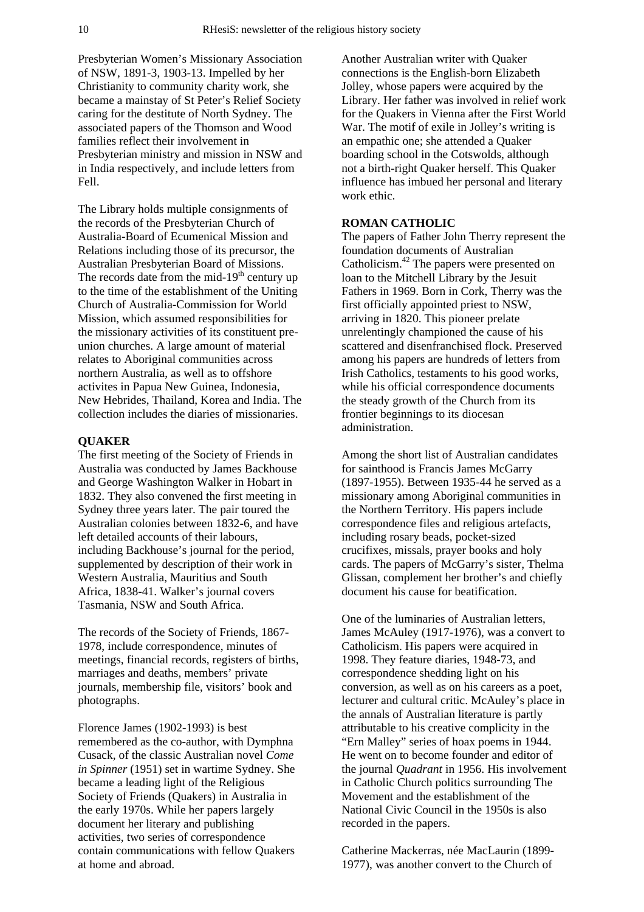Presbyterian Women's Missionary Association of NSW, 1891-3, 1903-13. Impelled by her Christianity to community charity work, she became a mainstay of St Peter's Relief Society caring for the destitute of North Sydney. The associated papers of the Thomson and Wood families reflect their involvement in Presbyterian ministry and mission in NSW and in India respectively, and include letters from Fell.

The Library holds multiple consignments of the records of the Presbyterian Church of Australia-Board of Ecumenical Mission and Relations including those of its precursor, the Australian Presbyterian Board of Missions. The records date from the mid-19th century up to the time of the establishment of the Uniting Church of Australia-Commission for World Mission, which assumed responsibilities for the missionary activities of its constituent pre-union churches. A large amount of material relates to Aboriginal communities across northern Australia, as well as to offshore activites in Papua New Guinea, Indonesia, New Hebrides, Thailand, Korea and India. The collection includes the diaries of missionaries.

**QUAKER**

The first meeting of the Society of Friends in Australia was conducted by James Backhouse and George Washington Walker in Hobart in 1832. They also convened the first meeting in Sydney three years later. The pair toured the Australian colonies between 1832-6, and have left detailed accounts of their labours, including Backhouse's journal for the period, supplemented by description of their work in Western Australia, Mauritius and South Africa, 1838-41. Walker's journal covers Tasmania, NSW and South Africa.

The records of the Society of Friends, 1867-1978, include correspondence, minutes of meetings, financial records, registers of births, marriages and deaths, members' private journals, membership file, visitors' book and photographs.

Florence James (1902-1993) is best remembered as the co-author, with Dymphna Cusack, of the classic Australian novel *Come in Spinner* (1951) set in wartime Sydney. She became a leading light of the Religious Society of Friends (Quakers) in Australia in the early 1970s. While her papers largely document her literary and publishing activities, two series of correspondence contain communications with fellow Quakers at home and abroad.

Another Australian writer with Quaker connections is the English-born Elizabeth Jolley, whose papers were acquired by the Library. Her father was involved in relief work for the Quakers in Vienna after the First World War. The motif of exile in Jolley's writing is an empathic one; she attended a Quaker boarding school in the Cotswolds, although not a birth-right Quaker herself. This Quaker influence has imbued her personal and literary work ethic.

**ROMAN CATHOLIC**

The papers of Father John Therry represent the foundation documents of Australian Catholicism.[42] The papers were presented on loan to the Mitchell Library by the Jesuit Fathers in 1969. Born in Cork, Therry was the first officially appointed priest to NSW, arriving in 1820. This pioneer prelate unrelentingly championed the cause of his scattered and disenfranchised flock. Preserved among his papers are hundreds of letters from Irish Catholics, testaments to his good works, while his official correspondence documents the steady growth of the Church from its frontier beginnings to its diocesan administration.

Among the short list of Australian candidates for sainthood is Francis James McGarry (1897-1955). Between 1935-44 he served as a missionary among Aboriginal communities in the Northern Territory. His papers include correspondence files and religious artefacts, including rosary beads, pocket-sized crucifixes, missals, prayer books and holy cards. The papers of McGarry's sister, Thelma Glissan, complement her brother's and chiefly document his cause for beatification.

One of the luminaries of Australian letters, James McAuley (1917-1976), was a convert to Catholicism. His papers were acquired in 1998. They feature diaries, 1948-73, and correspondence shedding light on his conversion, as well as on his careers as a poet, lecturer and cultural critic. McAuley's place in the annals of Australian literature is partly attributable to his creative complicity in the "Ern Malley" series of hoax poems in 1944. He went on to become founder and editor of the journal *Quadrant* in 1956. His involvement in Catholic Church politics surrounding The Movement and the establishment of the National Civic Council in the 1950s is also recorded in the papers.

Catherine Mackerras, née MacLaurin (1899-1977), was another convert to the Church of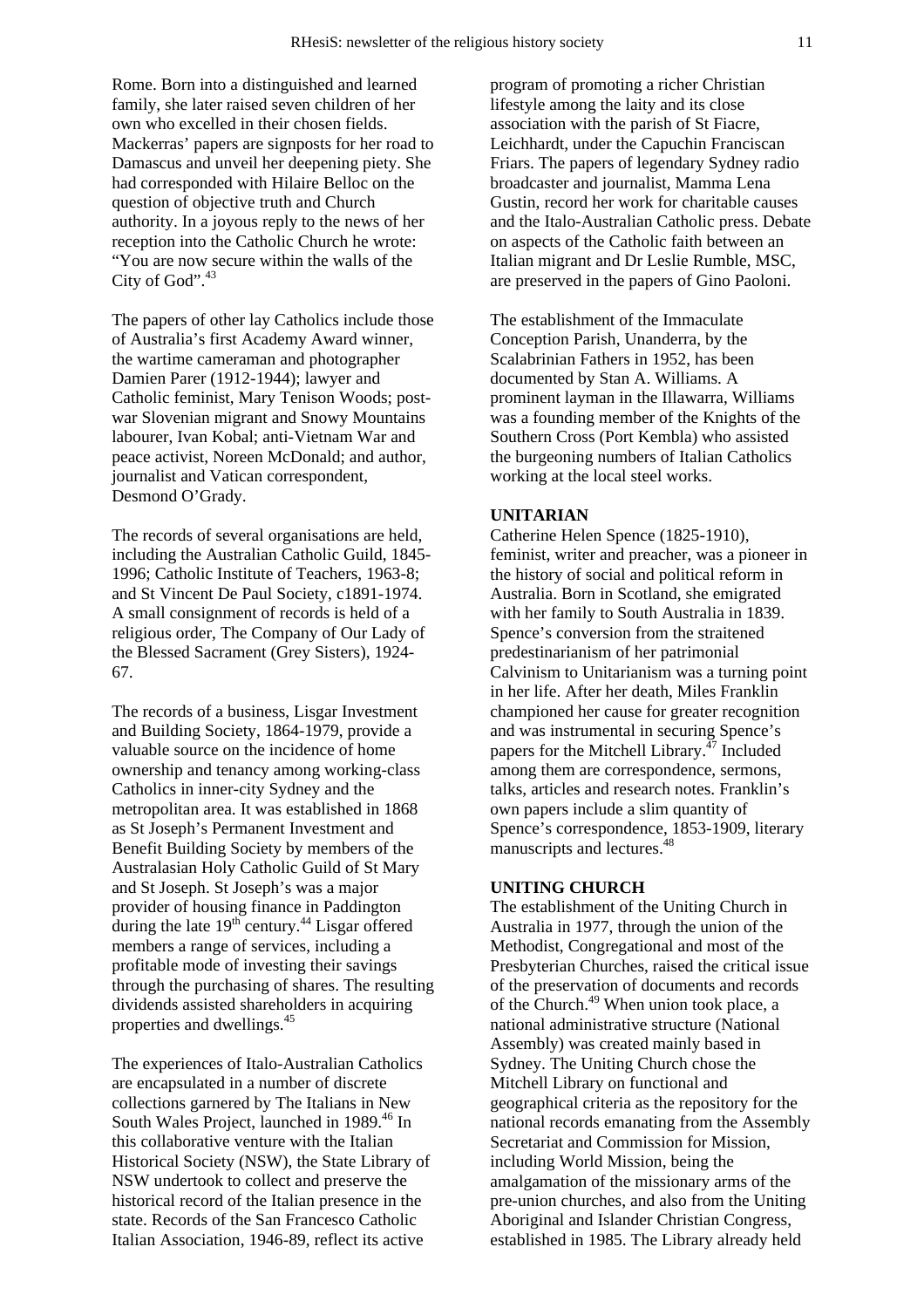Rome. Born into a distinguished and learned family, she later raised seven children of her own who excelled in their chosen fields. Mackerras' papers are signposts for her road to Damascus and unveil her deepening piety. She had corresponded with Hilaire Belloc on the question of objective truth and Church authority. In a joyous reply to the news of her reception into the Catholic Church he wrote: "You are now secure within the walls of the City of God".[43]

The papers of other lay Catholics include those of Australia's first Academy Award winner, the wartime cameraman and photographer Damien Parer (1912-1944); lawyer and Catholic feminist, Mary Tenison Woods; post-war Slovenian migrant and Snowy Mountains labourer, Ivan Kobal; anti-Vietnam War and peace activist, Noreen McDonald; and author, journalist and Vatican correspondent, Desmond O'Grady.

The records of several organisations are held, including the Australian Catholic Guild, 1845-1996; Catholic Institute of Teachers, 1963-8; and St Vincent De Paul Society, c1891-1974. A small consignment of records is held of a religious order, The Company of Our Lady of the Blessed Sacrament (Grey Sisters), 1924-67.

The records of a business, Lisgar Investment and Building Society, 1864-1979, provide a valuable source on the incidence of home ownership and tenancy among working-class Catholics in inner-city Sydney and the metropolitan area. It was established in 1868 as St Joseph's Permanent Investment and Benefit Building Society by members of the Australasian Holy Catholic Guild of St Mary and St Joseph. St Joseph's was a major provider of housing finance in Paddington during the late 19th century.[44] Lisgar offered members a range of services, including a profitable mode of investing their savings through the purchasing of shares. The resulting dividends assisted shareholders in acquiring properties and dwellings.[45]

The experiences of Italo-Australian Catholics are encapsulated in a number of discrete collections garnered by The Italians in New South Wales Project, launched in 1989.[46] In this collaborative venture with the Italian Historical Society (NSW), the State Library of NSW undertook to collect and preserve the historical record of the Italian presence in the state. Records of the San Francesco Catholic Italian Association, 1946-89, reflect its active program of promoting a richer Christian lifestyle among the laity and its close association with the parish of St Fiacre, Leichhardt, under the Capuchin Franciscan Friars. The papers of legendary Sydney radio broadcaster and journalist, Mamma Lena Gustin, record her work for charitable causes and the Italo-Australian Catholic press. Debate on aspects of the Catholic faith between an Italian migrant and Dr Leslie Rumble, MSC, are preserved in the papers of Gino Paoloni.

The establishment of the Immaculate Conception Parish, Unanderra, by the Scalabrinian Fathers in 1952, has been documented by Stan A. Williams. A prominent layman in the Illawarra, Williams was a founding member of the Knights of the Southern Cross (Port Kembla) who assisted the burgeoning numbers of Italian Catholics working at the local steel works.

**UNITARIAN**

Catherine Helen Spence (1825-1910), feminist, writer and preacher, was a pioneer in the history of social and political reform in Australia. Born in Scotland, she emigrated with her family to South Australia in 1839. Spence's conversion from the straitened predestinarianism of her patrimonial Calvinism to Unitarianism was a turning point in her life. After her death, Miles Franklin championed her cause for greater recognition and was instrumental in securing Spence's papers for the Mitchell Library.[47] Included among them are correspondence, sermons, talks, articles and research notes. Franklin's own papers include a slim quantity of Spence's correspondence, 1853-1909, literary manuscripts and lectures.[48]

**UNITING CHURCH**

The establishment of the Uniting Church in Australia in 1977, through the union of the Methodist, Congregational and most of the Presbyterian Churches, raised the critical issue of the preservation of documents and records of the Church.[49] When union took place, a national administrative structure (National Assembly) was created mainly based in Sydney. The Uniting Church chose the Mitchell Library on functional and geographical criteria as the repository for the national records emanating from the Assembly Secretariat and Commission for Mission, including World Mission, being the amalgamation of the missionary arms of the pre-union churches, and also from the Uniting Aboriginal and Islander Christian Congress, established in 1985. The Library already held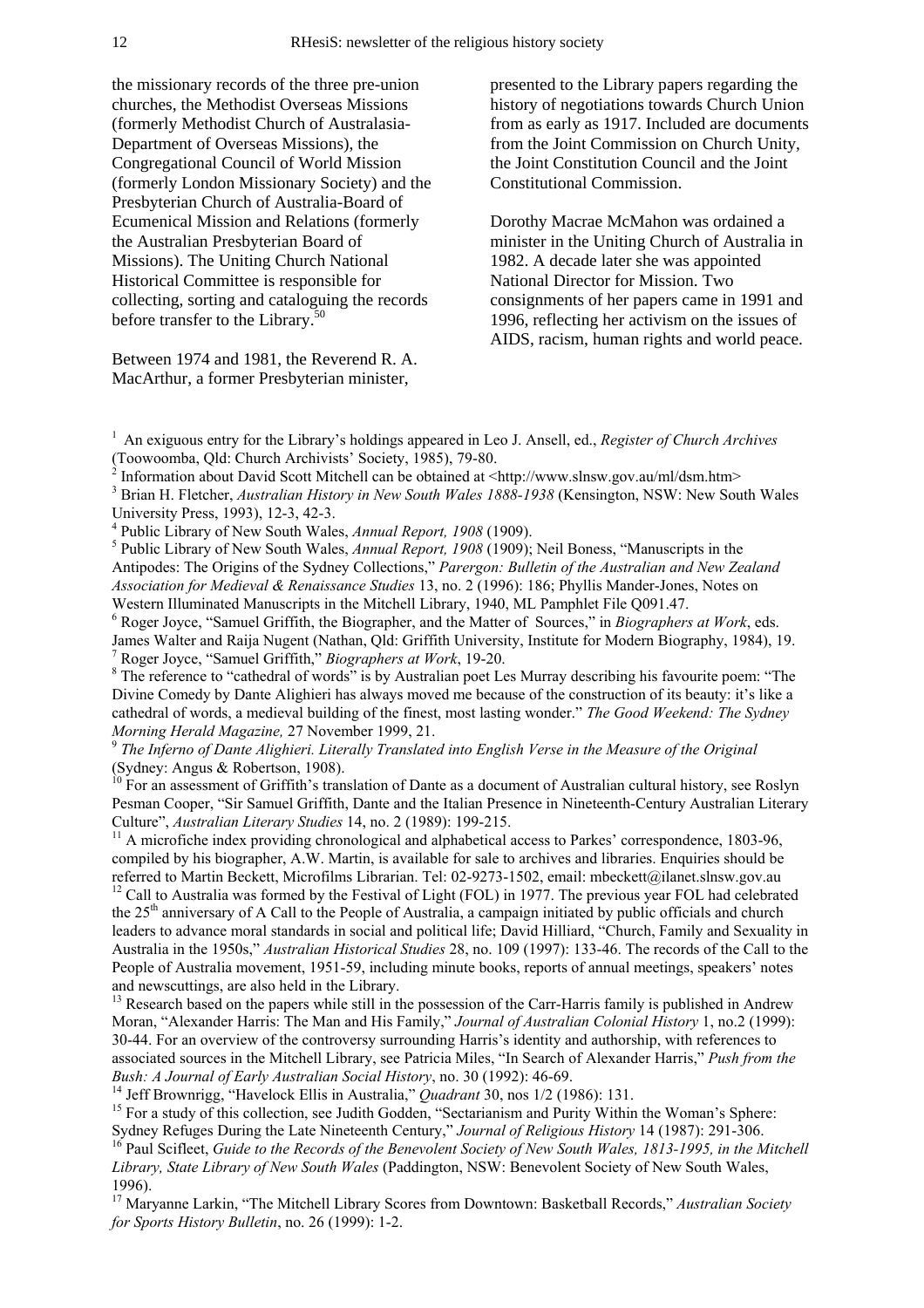the missionary records of the three pre-union churches, the Methodist Overseas Missions (formerly Methodist Church of Australasia-Department of Overseas Missions), the Congregational Council of World Mission (formerly London Missionary Society) and the Presbyterian Church of Australia-Board of Ecumenical Mission and Relations (formerly the Australian Presbyterian Board of Missions). The Uniting Church National Historical Committee is responsible for collecting, sorting and cataloguing the records before transfer to the Library.[50]

Between 1974 and 1981, the Reverend R. A. MacArthur, a former Presbyterian minister, presented to the Library papers regarding the history of negotiations towards Church Union from as early as 1917. Included are documents from the Joint Commission on Church Unity, the Joint Constitution Council and the Joint Constitutional Commission.

Dorothy Macrae McMahon was ordained a minister in the Uniting Church of Australia in 1982. A decade later she was appointed National Director for Mission. Two consignments of her papers came in 1991 and 1996, reflecting her activism on the issues of AIDS, racism, human rights and world peace.

---

[1] An exiguous entry for the Library's holdings appeared in Leo J. Ansell, ed., *Register of Church Archives* (Toowoomba, Qld: Church Archivists' Society, 1985), 79-80.

[2] Information about David Scott Mitchell can be obtained at <http://www.slnsw.gov.au/ml/dsm.htm>

[3] Brian H. Fletcher, *Australian History in New South Wales 1888-1938* (Kensington, NSW: New South Wales University Press, 1993), 12-3, 42-3.

[4] Public Library of New South Wales, *Annual Report, 1908* (1909).

[5] Public Library of New South Wales, *Annual Report, 1908* (1909); Neil Boness, "Manuscripts in the Antipodes: The Origins of the Sydney Collections," *Parergon: Bulletin of the Australian and New Zealand Association for Medieval & Renaissance Studies* 13, no. 2 (1996): 186; Phyllis Mander-Jones, Notes on Western Illuminated Manuscripts in the Mitchell Library, 1940, ML Pamphlet File Q091.47.

[6] Roger Joyce, "Samuel Griffith, the Biographer, and the Matter of Sources," in *Biographers at Work*, eds. James Walter and Raija Nugent (Nathan, Qld: Griffith University, Institute for Modern Biography, 1984), 19.

[7] Roger Joyce, "Samuel Griffith," *Biographers at Work*, 19-20.

[8] The reference to "cathedral of words" is by Australian poet Les Murray describing his favourite poem: "The Divine Comedy by Dante Alighieri has always moved me because of the construction of its beauty: it's like a cathedral of words, a medieval building of the finest, most lasting wonder." *The Good Weekend: The Sydney Morning Herald Magazine,* 27 November 1999, 21.

[9] *The Inferno of Dante Alighieri. Literally Translated into English Verse in the Measure of the Original* (Sydney: Angus & Robertson, 1908).

[10] For an assessment of Griffith's translation of Dante as a document of Australian cultural history, see Roslyn Pesman Cooper, "Sir Samuel Griffith, Dante and the Italian Presence in Nineteenth-Century Australian Literary Culture", *Australian Literary Studies* 14, no. 2 (1989): 199-215.

[11] A microfiche index providing chronological and alphabetical access to Parkes' correspondence, 1803-96, compiled by his biographer, A.W. Martin, is available for sale to archives and libraries. Enquiries should be referred to Martin Beckett, Microfilms Librarian. Tel: 02-9273-1502, email: mbeckett@ilanet.slnsw.gov.au

[12] Call to Australia was formed by the Festival of Light (FOL) in 1977. The previous year FOL had celebrated the 25th anniversary of A Call to the People of Australia, a campaign initiated by public officials and church leaders to advance moral standards in social and political life; David Hilliard, "Church, Family and Sexuality in Australia in the 1950s," *Australian Historical Studies* 28, no. 109 (1997): 133-46. The records of the Call to the People of Australia movement, 1951-59, including minute books, reports of annual meetings, speakers' notes and newscuttings, are also held in the Library.

[13] Research based on the papers while still in the possession of the Carr-Harris family is published in Andrew Moran, "Alexander Harris: The Man and His Family," *Journal of Australian Colonial History* 1, no.2 (1999): 30-44. For an overview of the controversy surrounding Harris's identity and authorship, with references to associated sources in the Mitchell Library, see Patricia Miles, "In Search of Alexander Harris," *Push from the Bush: A Journal of Early Australian Social History*, no. 30 (1992): 46-69.

[14] Jeff Brownrigg, "Havelock Ellis in Australia," *Quadrant* 30, nos 1/2 (1986): 131.

[15] For a study of this collection, see Judith Godden, "Sectarianism and Purity Within the Woman's Sphere: Sydney Refuges During the Late Nineteenth Century," *Journal of Religious History* 14 (1987): 291-306.

[16] Paul Scifleet, *Guide to the Records of the Benevolent Society of New South Wales, 1813-1995, in the Mitchell Library, State Library of New South Wales* (Paddington, NSW: Benevolent Society of New South Wales, 1996).

[17] Maryanne Larkin, "The Mitchell Library Scores from Downtown: Basketball Records," *Australian Society for Sports History Bulletin*, no. 26 (1999): 1-2.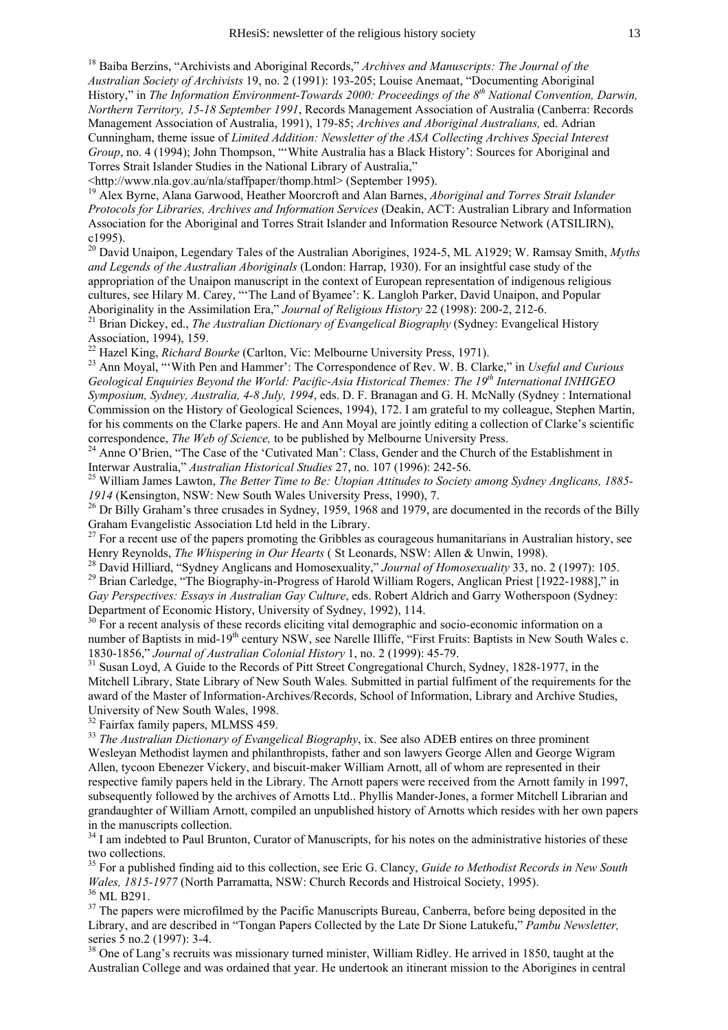[18] Baiba Berzins, "Archivists and Aboriginal Records," *Archives and Manuscripts: The Journal of the Australian Society of Archivists* 19, no. 2 (1991): 193-205; Louise Anemaat, "Documenting Aboriginal History," in *The Information Environment-Towards 2000: Proceedings of the 8th National Convention, Darwin, Northern Territory, 15-18 September 1991*, Records Management Association of Australia (Canberra: Records Management Association of Australia, 1991), 179-85; *Archives and Aboriginal Australians,* ed. Adrian Cunningham, theme issue of *Limited Addition: Newsletter of the ASA Collecting Archives Special Interest Group*, no. 4 (1994); John Thompson, "'White Australia has a Black History': Sources for Aboriginal and Torres Strait Islander Studies in the National Library of Australia," <http://www.nla.gov.au/nla/staffpaper/thomp.html> (September 1995).

[19] Alex Byrne, Alana Garwood, Heather Moorcroft and Alan Barnes, *Aboriginal and Torres Strait Islander Protocols for Libraries, Archives and Information Services* (Deakin, ACT: Australian Library and Information Association for the Aboriginal and Torres Strait Islander and Information Resource Network (ATSILIRN), c1995).

[20] David Unaipon, Legendary Tales of the Australian Aborigines, 1924-5, ML A1929; W. Ramsay Smith, *Myths and Legends of the Australian Aboriginals* (London: Harrap, 1930). For an insightful case study of the appropriation of the Unaipon manuscript in the context of European representation of indigenous religious cultures, see Hilary M. Carey, "'The Land of Byamee': K. Langloh Parker, David Unaipon, and Popular Aboriginality in the Assimilation Era," *Journal of Religious History* 22 (1998): 200-2, 212-6.

[21] Brian Dickey, ed., *The Australian Dictionary of Evangelical Biography* (Sydney: Evangelical History Association, 1994), 159.

[22] Hazel King, *Richard Bourke* (Carlton, Vic: Melbourne University Press, 1971).

[23] Ann Moyal, "'With Pen and Hammer': The Correspondence of Rev. W. B. Clarke," in *Useful and Curious Geological Enquiries Beyond the World: Pacific-Asia Historical Themes: The 19th International INHIGEO Symposium, Sydney, Australia, 4-8 July, 1994*, eds. D. F. Branagan and G. H. McNally (Sydney : International Commission on the History of Geological Sciences, 1994), 172. I am grateful to my colleague, Stephen Martin, for his comments on the Clarke papers. He and Ann Moyal are jointly editing a collection of Clarke's scientific correspondence, *The Web of Science,* to be published by Melbourne University Press.

[24] Anne O'Brien, "The Case of the 'Cutivated Man': Class, Gender and the Church of the Establishment in Interwar Australia," *Australian Historical Studies* 27, no. 107 (1996): 242-56.

[25] William James Lawton, *The Better Time to Be: Utopian Attitudes to Society among Sydney Anglicans, 1885-1914* (Kensington, NSW: New South Wales University Press, 1990), 7.

[26] Dr Billy Graham's three crusades in Sydney, 1959, 1968 and 1979, are documented in the records of the Billy Graham Evangelistic Association Ltd held in the Library.

[27] For a recent use of the papers promoting the Gribbles as courageous humanitarians in Australian history, see Henry Reynolds, *The Whispering in Our Hearts* ( St Leonards, NSW: Allen & Unwin, 1998).

[28] David Hilliard, "Sydney Anglicans and Homosexuality," *Journal of Homosexuality* 33, no. 2 (1997): 105.

[29] Brian Carledge, "The Biography-in-Progress of Harold William Rogers, Anglican Priest [1922-1988]," in *Gay Perspectives: Essays in Australian Gay Culture*, eds. Robert Aldrich and Garry Wotherspoon (Sydney: Department of Economic History, University of Sydney, 1992), 114.

[30] For a recent analysis of these records eliciting vital demographic and socio-economic information on a number of Baptists in mid-19th century NSW, see Narelle Illiffe, "First Fruits: Baptists in New South Wales c. 1830-1856," *Journal of Australian Colonial History* 1, no. 2 (1999): 45-79.

[31] Susan Loyd, A Guide to the Records of Pitt Street Congregational Church, Sydney, 1828-1977, in the Mitchell Library, State Library of New South Wales*.* Submitted in partial fulfiment of the requirements for the award of the Master of Information-Archives/Records, School of Information, Library and Archive Studies, University of New South Wales, 1998.

[32] Fairfax family papers, MLMSS 459.

[33] *The Australian Dictionary of Evangelical Biography*, ix. See also ADEB entires on three prominent Wesleyan Methodist laymen and philanthropists, father and son lawyers George Allen and George Wigram Allen, tycoon Ebenezer Vickery, and biscuit-maker William Arnott, all of whom are represented in their respective family papers held in the Library. The Arnott papers were received from the Arnott family in 1997, subsequently followed by the archives of Arnotts Ltd.. Phyllis Mander-Jones, a former Mitchell Librarian and grandaughter of William Arnott, compiled an unpublished history of Arnotts which resides with her own papers in the manuscripts collection.

[34] I am indebted to Paul Brunton, Curator of Manuscripts, for his notes on the administrative histories of these two collections.

[35] For a published finding aid to this collection, see Eric G. Clancy, *Guide to Methodist Records in New South Wales, 1815-1977* (North Parramatta, NSW: Church Records and Histroical Society, 1995).

[36] ML B291.

[37] The papers were microfilmed by the Pacific Manuscripts Bureau, Canberra, before being deposited in the Library, and are described in "Tongan Papers Collected by the Late Dr Sione Latukefu," *Pambu Newsletter,* series 5 no.2 (1997): 3-4.

[38] One of Lang's recruits was missionary turned minister, William Ridley. He arrived in 1850, taught at the Australian College and was ordained that year. He undertook an itinerant mission to the Aborigines in central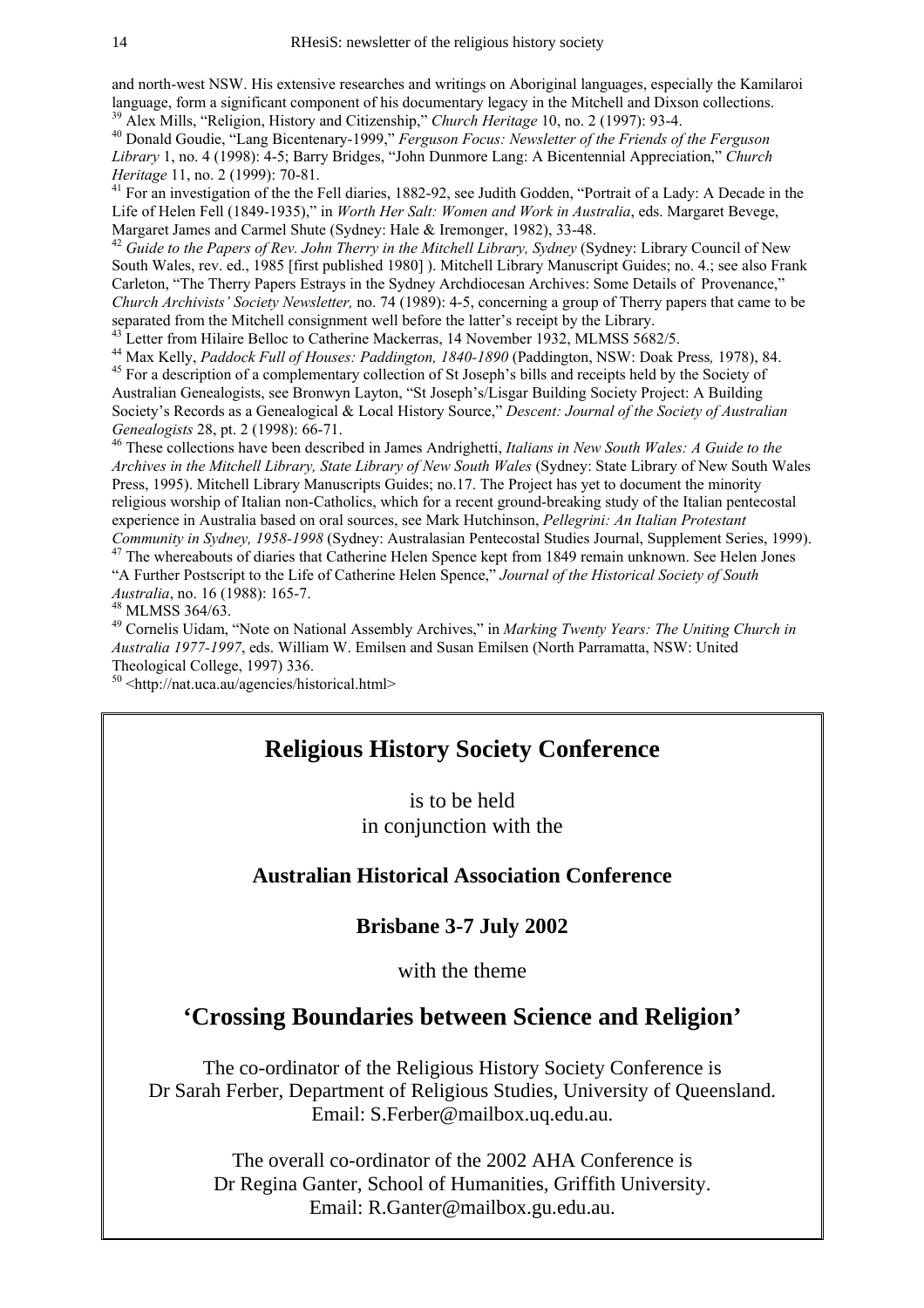and north-west NSW. His extensive researches and writings on Aboriginal languages, especially the Kamilaroi language, form a significant component of his documentary legacy in the Mitchell and Dixson collections.

[39] Alex Mills, "Religion, History and Citizenship," *Church Heritage* 10, no. 2 (1997): 93-4.

[40] Donald Goudie, "Lang Bicentenary-1999," *Ferguson Focus: Newsletter of the Friends of the Ferguson Library* 1, no. 4 (1998): 4-5; Barry Bridges, "John Dunmore Lang: A Bicentennial Appreciation," *Church Heritage* 11, no. 2 (1999): 70-81.

[41] For an investigation of the the Fell diaries, 1882-92, see Judith Godden, "Portrait of a Lady: A Decade in the Life of Helen Fell (1849-1935)," in *Worth Her Salt: Women and Work in Australia*, eds. Margaret Bevege, Margaret James and Carmel Shute (Sydney: Hale & Iremonger, 1982), 33-48.

[42] *Guide to the Papers of Rev. John Therry in the Mitchell Library, Sydney* (Sydney: Library Council of New South Wales, rev. ed., 1985 [first published 1980] ). Mitchell Library Manuscript Guides; no. 4.; see also Frank Carleton, "The Therry Papers Estrays in the Sydney Archdiocesan Archives: Some Details of Provenance," *Church Archivists' Society Newsletter,* no. 74 (1989): 4-5, concerning a group of Therry papers that came to be separated from the Mitchell consignment well before the latter's receipt by the Library.

[43] Letter from Hilaire Belloc to Catherine Mackerras, 14 November 1932, MLMSS 5682/5.

[44] Max Kelly, *Paddock Full of Houses: Paddington, 1840-1890* (Paddington, NSW: Doak Press, 1978), 84.

[45] For a description of a complementary collection of St Joseph's bills and receipts held by the Society of Australian Genealogists, see Bronwyn Layton, "St Joseph's/Lisgar Building Society Project: A Building Society's Records as a Genealogical & Local History Source," *Descent: Journal of the Society of Australian Genealogists* 28, pt. 2 (1998): 66-71.

[46] These collections have been described in James Andrighetti, *Italians in New South Wales: A Guide to the Archives in the Mitchell Library, State Library of New South Wales* (Sydney: State Library of New South Wales Press, 1995). Mitchell Library Manuscripts Guides; no.17. The Project has yet to document the minority religious worship of Italian non-Catholics, which for a recent ground-breaking study of the Italian pentecostal experience in Australia based on oral sources, see Mark Hutchinson, *Pellegrini: An Italian Protestant Community in Sydney, 1958-1998* (Sydney: Australasian Pentecostal Studies Journal, Supplement Series, 1999).

[47] The whereabouts of diaries that Catherine Helen Spence kept from 1849 remain unknown. See Helen Jones "A Further Postscript to the Life of Catherine Helen Spence," *Journal of the Historical Society of South Australia*, no. 16 (1988): 165-7.

[48] MLMSS 364/63.

[49] Cornelis Uidam, "Note on National Assembly Archives," in *Marking Twenty Years: The Uniting Church in Australia 1977-1997*, eds. William W. Emilsen and Susan Emilsen (North Parramatta, NSW: United Theological College, 1997) 336.

[50] <http://nat.uca.au/agencies/historical.html>

## Religious History Society Conference

is to be held
in conjunction with the

**Australian Historical Association Conference**

**Brisbane 3-7 July 2002**

with the theme

## 'Crossing Boundaries between Science and Religion'

The co-ordinator of the Religious History Society Conference is
Dr Sarah Ferber, Department of Religious Studies, University of Queensland.
Email: S.Ferber@mailbox.uq.edu.au.

The overall co-ordinator of the 2002 AHA Conference is
Dr Regina Ganter, School of Humanities, Griffith University.
Email: R.Ganter@mailbox.gu.edu.au.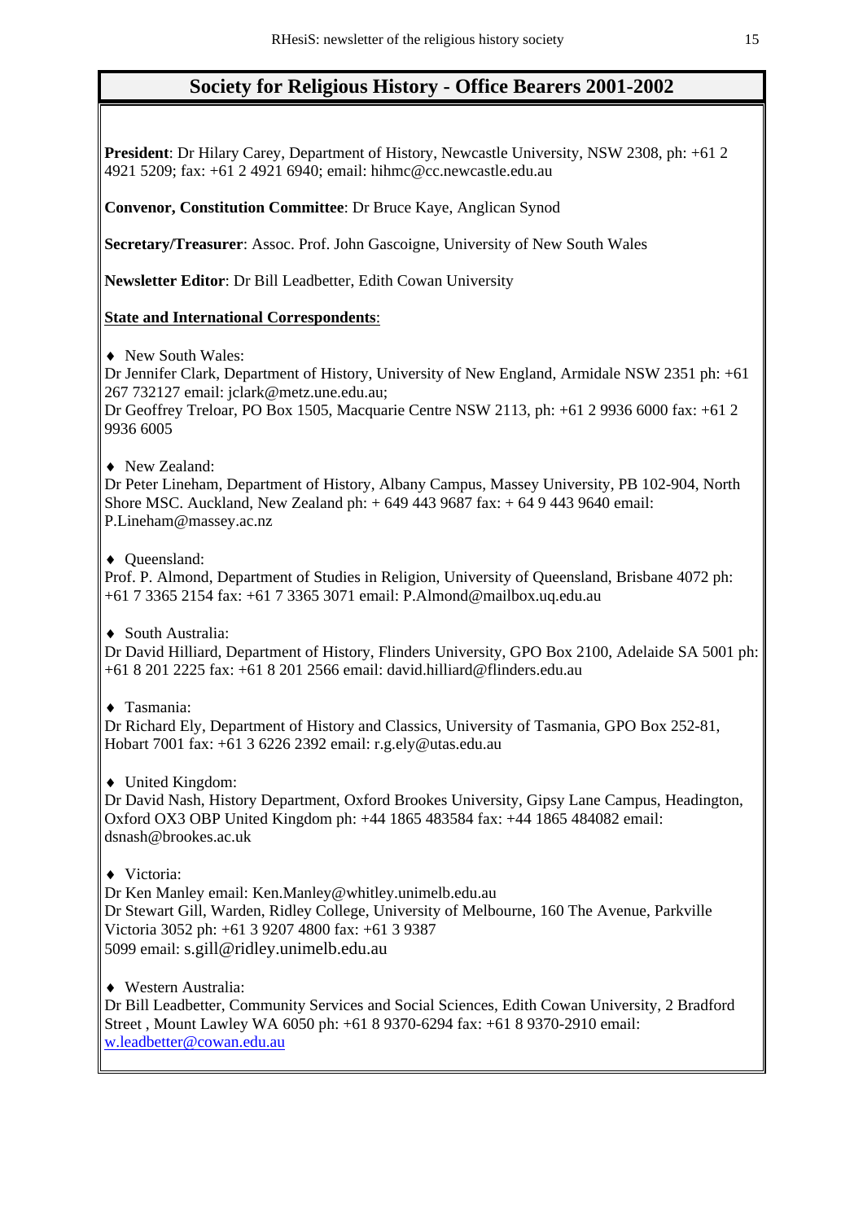## Society for Religious History - Office Bearers 2001-2002

**President**: Dr Hilary Carey, Department of History, Newcastle University, NSW 2308, ph: +61 2 4921 5209; fax: +61 2 4921 6940; email: hihmc@cc.newcastle.edu.au

**Convenor, Constitution Committee**: Dr Bruce Kaye, Anglican Synod

**Secretary/Treasurer**: Assoc. Prof. John Gascoigne, University of New South Wales

**Newsletter Editor**: Dr Bill Leadbetter, Edith Cowan University

**State and International Correspondents**:

- New South Wales:
Dr Jennifer Clark, Department of History, University of New England, Armidale NSW 2351 ph: +61 267 732127 email: jclark@metz.une.edu.au;
Dr Geoffrey Treloar, PO Box 1505, Macquarie Centre NSW 2113, ph: +61 2 9936 6000 fax: +61 2 9936 6005

- New Zealand:
Dr Peter Lineham, Department of History, Albany Campus, Massey University, PB 102-904, North Shore MSC. Auckland, New Zealand ph: + 649 443 9687 fax: + 64 9 443 9640 email: P.Lineham@massey.ac.nz

- Queensland:
Prof. P. Almond, Department of Studies in Religion, University of Queensland, Brisbane 4072 ph: +61 7 3365 2154 fax: +61 7 3365 3071 email: P.Almond@mailbox.uq.edu.au

- South Australia:
Dr David Hilliard, Department of History, Flinders University, GPO Box 2100, Adelaide SA 5001 ph: +61 8 201 2225 fax: +61 8 201 2566 email: david.hilliard@flinders.edu.au

- Tasmania:
Dr Richard Ely, Department of History and Classics, University of Tasmania, GPO Box 252-81, Hobart 7001 fax: +61 3 6226 2392 email: r.g.ely@utas.edu.au

- United Kingdom:
Dr David Nash, History Department, Oxford Brookes University, Gipsy Lane Campus, Headington, Oxford OX3 OBP United Kingdom ph: +44 1865 483584 fax: +44 1865 484082 email: dsnash@brookes.ac.uk

- Victoria:
Dr Ken Manley email: Ken.Manley@whitley.unimelb.edu.au
Dr Stewart Gill, Warden, Ridley College, University of Melbourne, 160 The Avenue, Parkville Victoria 3052 ph: +61 3 9207 4800 fax: +61 3 9387 5099 email: s.gill@ridley.unimelb.edu.au

- Western Australia:
Dr Bill Leadbetter, Community Services and Social Sciences, Edith Cowan University, 2 Bradford Street , Mount Lawley WA 6050 ph: +61 8 9370-6294 fax: +61 8 9370-2910 email: w.leadbetter@cowan.edu.au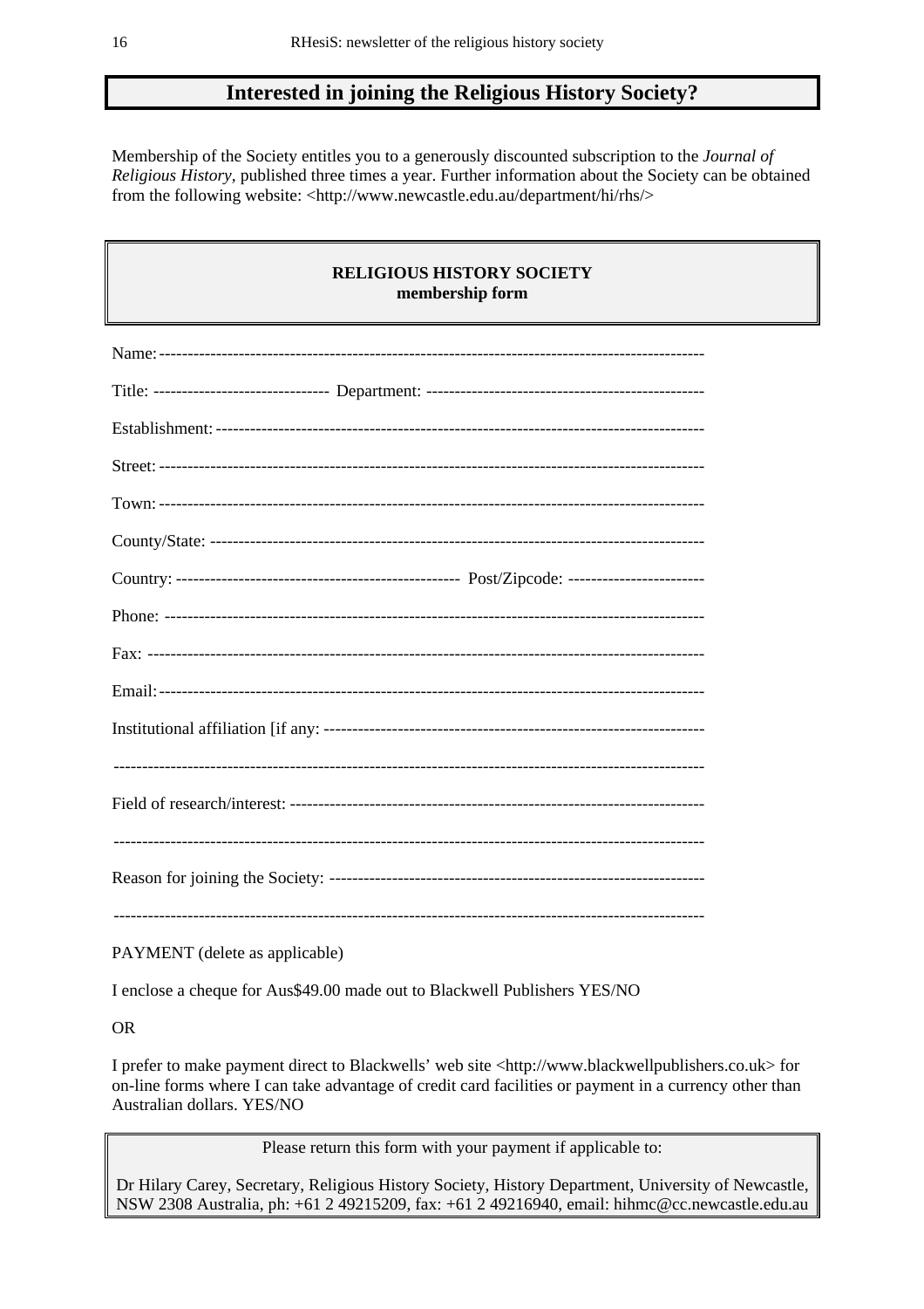## Interested in joining the Religious History Society?

Membership of the Society entitles you to a generously discounted subscription to the *Journal of Religious History*, published three times a year. Further information about the Society can be obtained from the following website: <http://www.newcastle.edu.au/department/hi/rhs/>

**RELIGIOUS HISTORY SOCIETY**
**membership form**

Name:-----------------------------------------------------------------------------------------------

Title: ------------------------------- Department: -------------------------------------------------

Establishment:-------------------------------------------------------------------------------------

Street:-----------------------------------------------------------------------------------------------

Town:------------------------------------------------------------------------------------------------

County/State: ---------------------------------------------------------------------------------------

Country: -------------------------------------------------- Post/Zipcode: ------------------------

Phone: ----------------------------------------------------------------------------------------------

Fax: -------------------------------------------------------------------------------------------------

Email:-----------------------------------------------------------------------------------------------

Institutional affiliation [if any: --------------------------------------------------------------------

------------------------------------------------------------------------------------------------------

Field of research/interest: ---------------------------------------------------------------------------

------------------------------------------------------------------------------------------------------

Reason for joining the Society: -------------------------------------------------------------------

------------------------------------------------------------------------------------------------------

PAYMENT (delete as applicable)

I enclose a cheque for Aus$49.00 made out to Blackwell Publishers YES/NO

OR

I prefer to make payment direct to Blackwells' web site <http://www.blackwellpublishers.co.uk> for on-line forms where I can take advantage of credit card facilities or payment in a currency other than Australian dollars. YES/NO

Please return this form with your payment if applicable to:

Dr Hilary Carey, Secretary, Religious History Society, History Department, University of Newcastle, NSW 2308 Australia, ph: +61 2 49215209, fax: +61 2 49216940, email: hihmc@cc.newcastle.edu.au